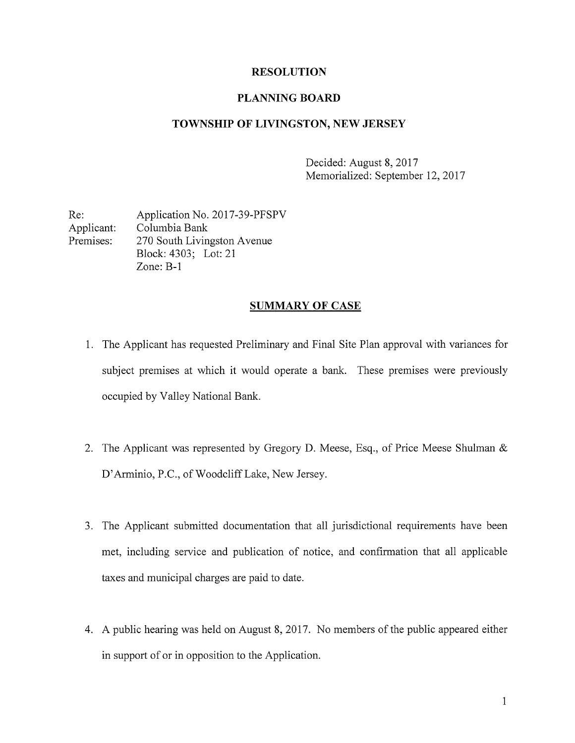# RESOLUTION

## PLANNING BOARD

## TOWNSHIP OF LIVINGSTON, NEW JERSEY

Decided: August 8, 2017
Memorialized: September 12, 2017

Re: Application No. 2017-39-PFSPV
Applicant: Columbia Bank
Premises: 270 South Livingston Avenue
Block: 4303; Lot: 21
Zone: B-1

## SUMMARY OF CASE

1. The Applicant has requested Preliminary and Final Site Plan approval with variances for subject premises at which it would operate a bank. These premises were previously occupied by Valley National Bank.

2. The Applicant was represented by Gregory D. Meese, Esq., of Price Meese Shulman & D'Arminio, P.C., of Woodcliff Lake, New Jersey.

3. The Applicant submitted documentation that all jurisdictional requirements have been met, including service and publication of notice, and confirmation that all applicable taxes and municipal charges are paid to date.

4. A public hearing was held on August 8, 2017. No members of the public appeared either in support of or in opposition to the Application.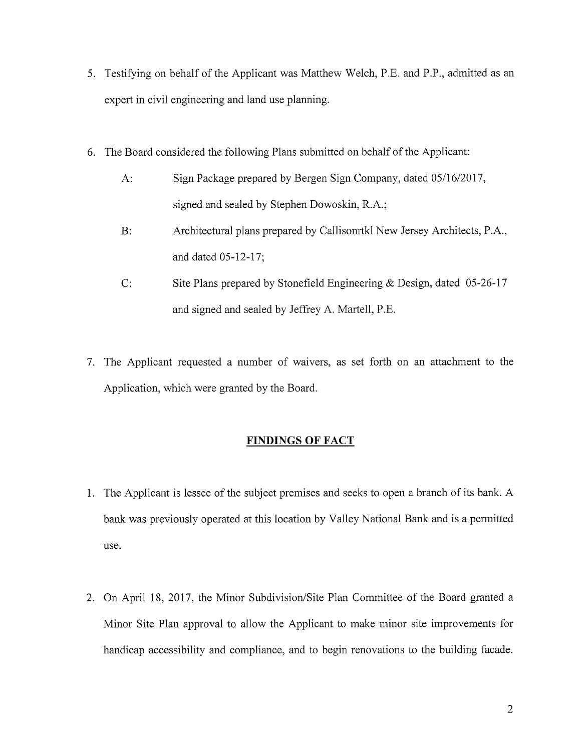5. Testifying on behalf of the Applicant was Matthew Welch, P.E. and P.P., admitted as an expert in civil engineering and land use planning.

6. The Board considered the following Plans submitted on behalf of the Applicant:

   A: Sign Package prepared by Bergen Sign Company, dated 05/16/2017, signed and sealed by Stephen Dowoskin, R.A.;

   B: Architectural plans prepared by Callisonrtkl New Jersey Architects, P.A., and dated 05-12-17;

   C: Site Plans prepared by Stonefield Engineering & Design, dated 05-26-17 and signed and sealed by Jeffrey A. Martell, P.E.

7. The Applicant requested a number of waivers, as set forth on an attachment to the Application, which were granted by the Board.

## FINDINGS OF FACT

1. The Applicant is lessee of the subject premises and seeks to open a branch of its bank. A bank was previously operated at this location by Valley National Bank and is a permitted use.

2. On April 18, 2017, the Minor Subdivision/Site Plan Committee of the Board granted a Minor Site Plan approval to allow the Applicant to make minor site improvements for handicap accessibility and compliance, and to begin renovations to the building facade.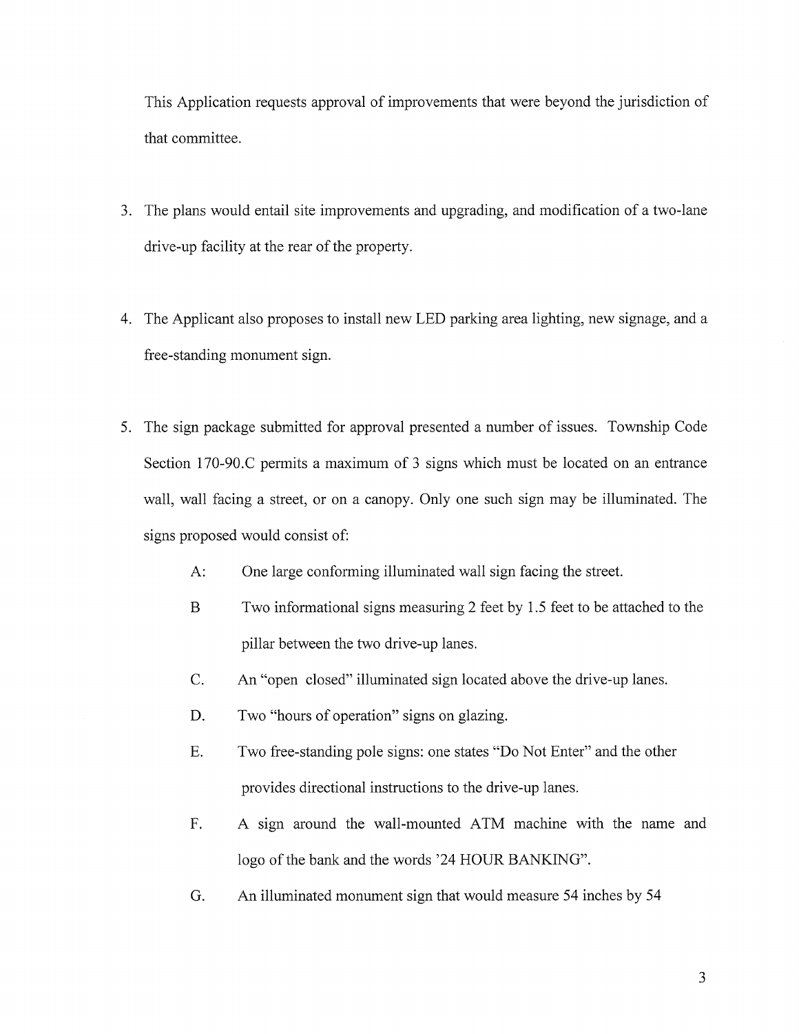This Application requests approval of improvements that were beyond the jurisdiction of that committee.

3. The plans would entail site improvements and upgrading, and modification of a two-lane drive-up facility at the rear of the property.

4. The Applicant also proposes to install new LED parking area lighting, new signage, and a free-standing monument sign.

5. The sign package submitted for approval presented a number of issues. Township Code Section 170-90.C permits a maximum of 3 signs which must be located on an entrance wall, wall facing a street, or on a canopy. Only one such sign may be illuminated. The signs proposed would consist of:

   A: One large conforming illuminated wall sign facing the street.

   B Two informational signs measuring 2 feet by 1.5 feet to be attached to the pillar between the two drive-up lanes.

   C. An "open closed" illuminated sign located above the drive-up lanes.

   D. Two "hours of operation" signs on glazing.

   E. Two free-standing pole signs: one states "Do Not Enter" and the other provides directional instructions to the drive-up lanes.

   F. A sign around the wall-mounted ATM machine with the name and logo of the bank and the words '24 HOUR BANKING".

   G. An illuminated monument sign that would measure 54 inches by 54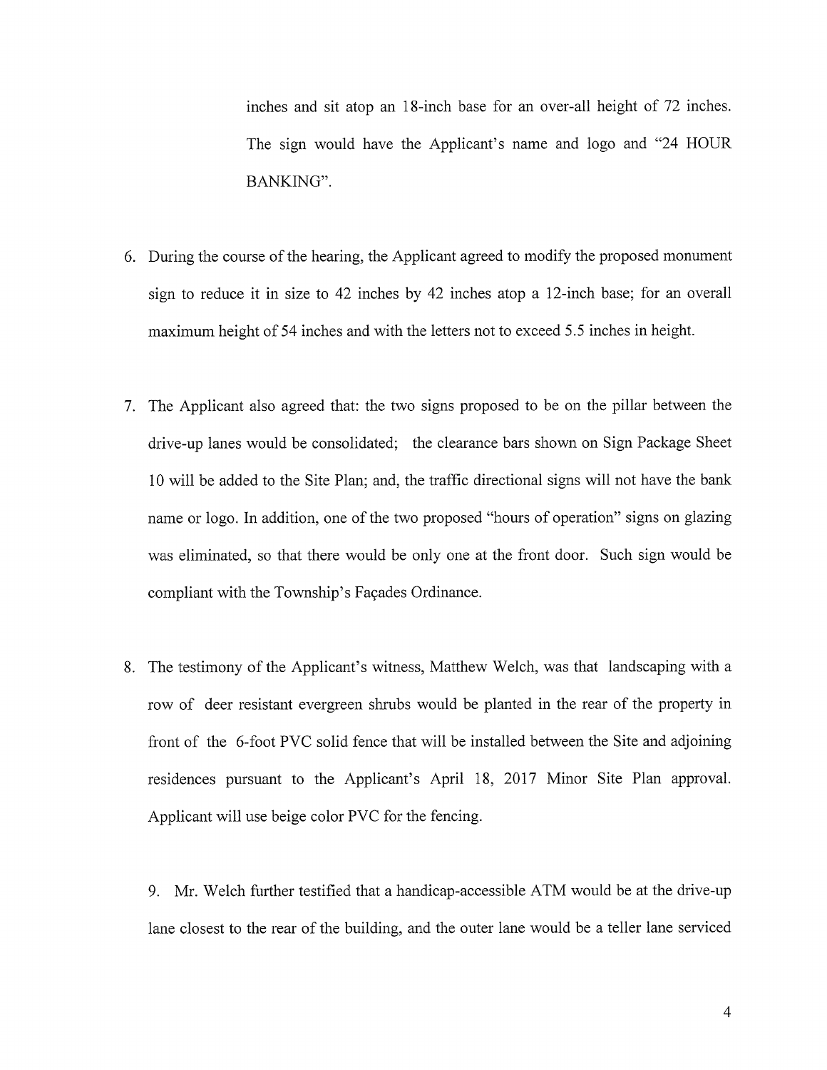inches and sit atop an 18-inch base for an over-all height of 72 inches. The sign would have the Applicant's name and logo and "24 HOUR BANKING".

6. During the course of the hearing, the Applicant agreed to modify the proposed monument sign to reduce it in size to 42 inches by 42 inches atop a 12-inch base; for an overall maximum height of 54 inches and with the letters not to exceed 5.5 inches in height.

7. The Applicant also agreed that: the two signs proposed to be on the pillar between the drive-up lanes would be consolidated; the clearance bars shown on Sign Package Sheet 10 will be added to the Site Plan; and, the traffic directional signs will not have the bank name or logo. In addition, one of the two proposed "hours of operation" signs on glazing was eliminated, so that there would be only one at the front door. Such sign would be compliant with the Township's Façades Ordinance.

8. The testimony of the Applicant's witness, Matthew Welch, was that landscaping with a row of deer resistant evergreen shrubs would be planted in the rear of the property in front of the 6-foot PVC solid fence that will be installed between the Site and adjoining residences pursuant to the Applicant's April 18, 2017 Minor Site Plan approval. Applicant will use beige color PVC for the fencing.

9. Mr. Welch further testified that a handicap-accessible ATM would be at the drive-up lane closest to the rear of the building, and the outer lane would be a teller lane serviced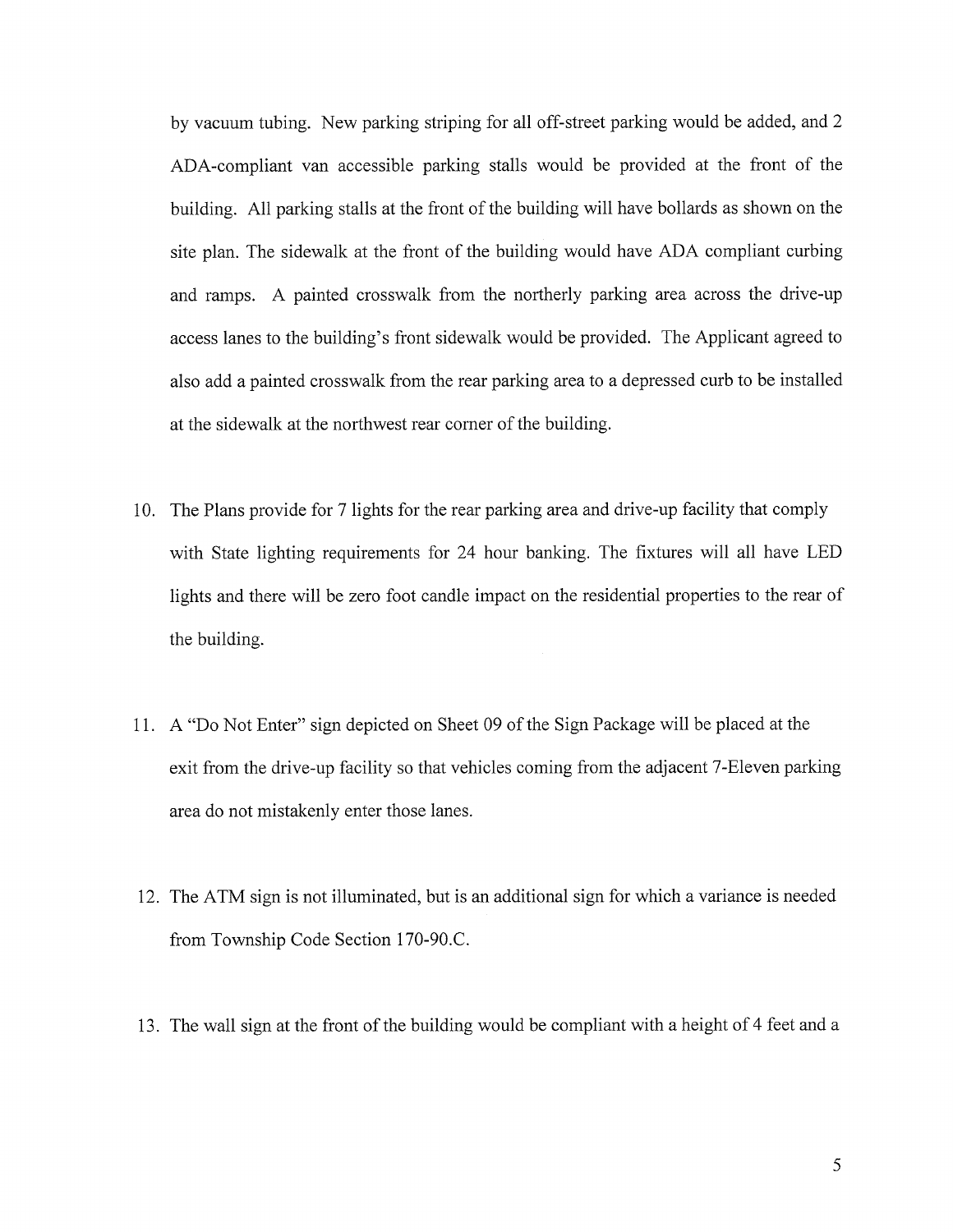by vacuum tubing. New parking striping for all off-street parking would be added, and 2 ADA-compliant van accessible parking stalls would be provided at the front of the building. All parking stalls at the front of the building will have bollards as shown on the site plan. The sidewalk at the front of the building would have ADA compliant curbing and ramps. A painted crosswalk from the northerly parking area across the drive-up access lanes to the building's front sidewalk would be provided. The Applicant agreed to also add a painted crosswalk from the rear parking area to a depressed curb to be installed at the sidewalk at the northwest rear corner of the building.

10. The Plans provide for 7 lights for the rear parking area and drive-up facility that comply with State lighting requirements for 24 hour banking. The fixtures will all have LED lights and there will be zero foot candle impact on the residential properties to the rear of the building.

11. A "Do Not Enter" sign depicted on Sheet 09 of the Sign Package will be placed at the exit from the drive-up facility so that vehicles coming from the adjacent 7-Eleven parking area do not mistakenly enter those lanes.

12. The ATM sign is not illuminated, but is an additional sign for which a variance is needed from Township Code Section 170-90.C.

13. The wall sign at the front of the building would be compliant with a height of 4 feet and a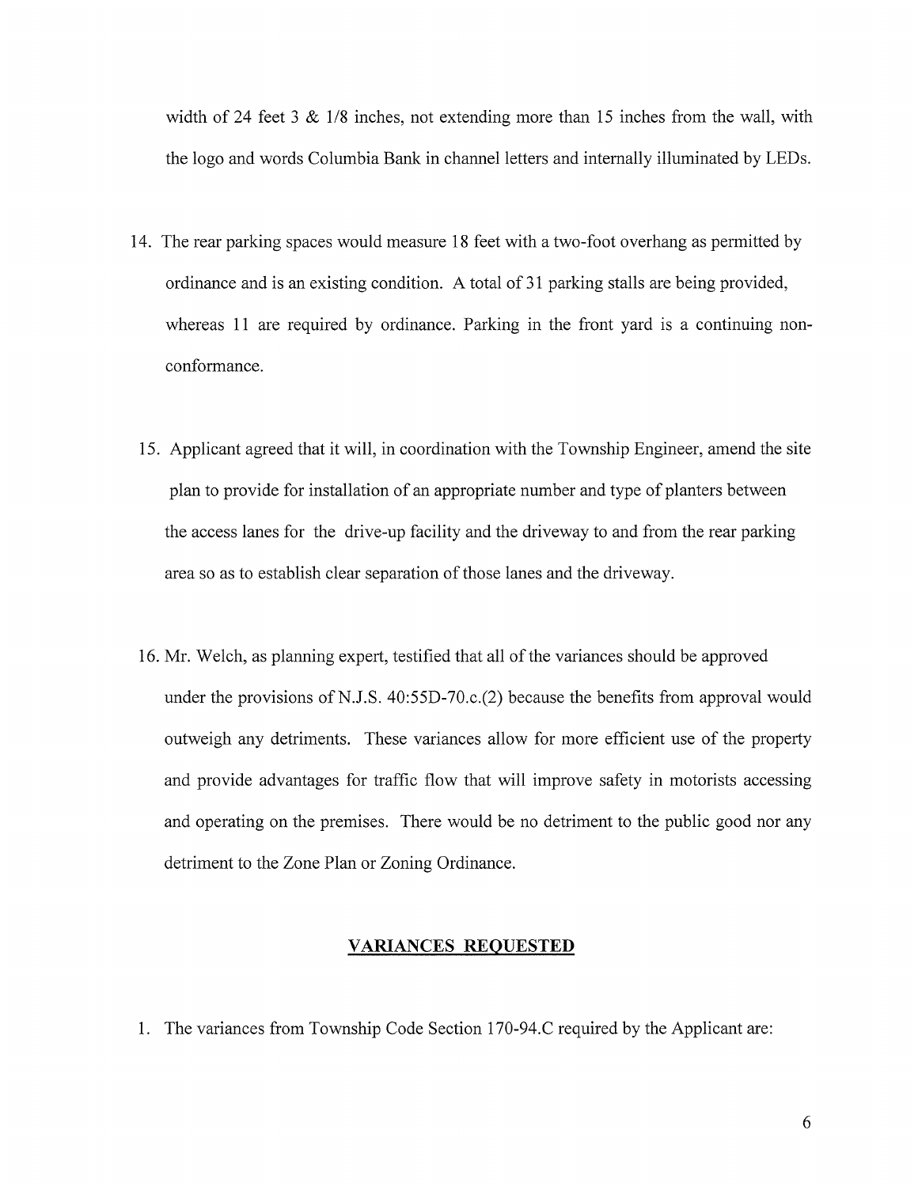width of 24 feet 3 & 1/8 inches, not extending more than 15 inches from the wall, with the logo and words Columbia Bank in channel letters and internally illuminated by LEDs.

14. The rear parking spaces would measure 18 feet with a two-foot overhang as permitted by ordinance and is an existing condition. A total of 31 parking stalls are being provided, whereas 11 are required by ordinance. Parking in the front yard is a continuing non-conformance.

15. Applicant agreed that it will, in coordination with the Township Engineer, amend the site plan to provide for installation of an appropriate number and type of planters between the access lanes for the drive-up facility and the driveway to and from the rear parking area so as to establish clear separation of those lanes and the driveway.

16. Mr. Welch, as planning expert, testified that all of the variances should be approved under the provisions of N.J.S. 40:55D-70.c.(2) because the benefits from approval would outweigh any detriments. These variances allow for more efficient use of the property and provide advantages for traffic flow that will improve safety in motorists accessing and operating on the premises. There would be no detriment to the public good nor any detriment to the Zone Plan or Zoning Ordinance.

## VARIANCES REQUESTED

1. The variances from Township Code Section 170-94.C required by the Applicant are: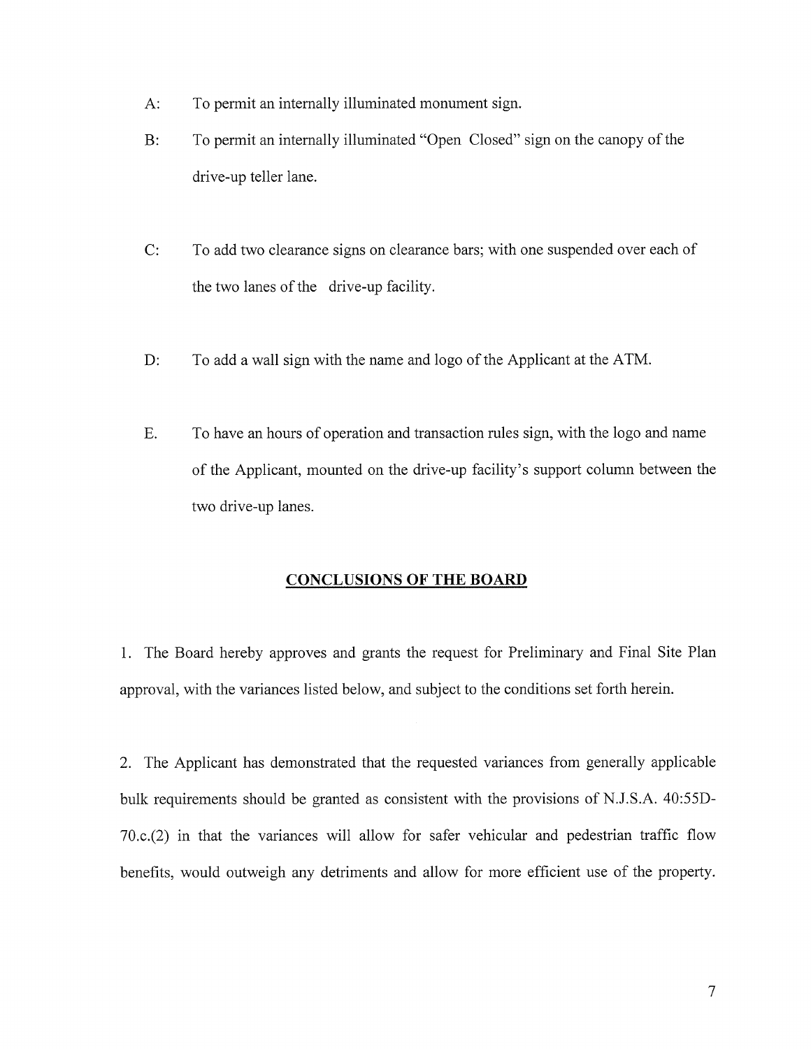A: To permit an internally illuminated monument sign.

B: To permit an internally illuminated "Open Closed" sign on the canopy of the drive-up teller lane.

C: To add two clearance signs on clearance bars; with one suspended over each of the two lanes of the drive-up facility.

D: To add a wall sign with the name and logo of the Applicant at the ATM.

E. To have an hours of operation and transaction rules sign, with the logo and name of the Applicant, mounted on the drive-up facility's support column between the two drive-up lanes.

## CONCLUSIONS OF THE BOARD

1. The Board hereby approves and grants the request for Preliminary and Final Site Plan approval, with the variances listed below, and subject to the conditions set forth herein.

2. The Applicant has demonstrated that the requested variances from generally applicable bulk requirements should be granted as consistent with the provisions of N.J.S.A. 40:55D-70.c.(2) in that the variances will allow for safer vehicular and pedestrian traffic flow benefits, would outweigh any detriments and allow for more efficient use of the property.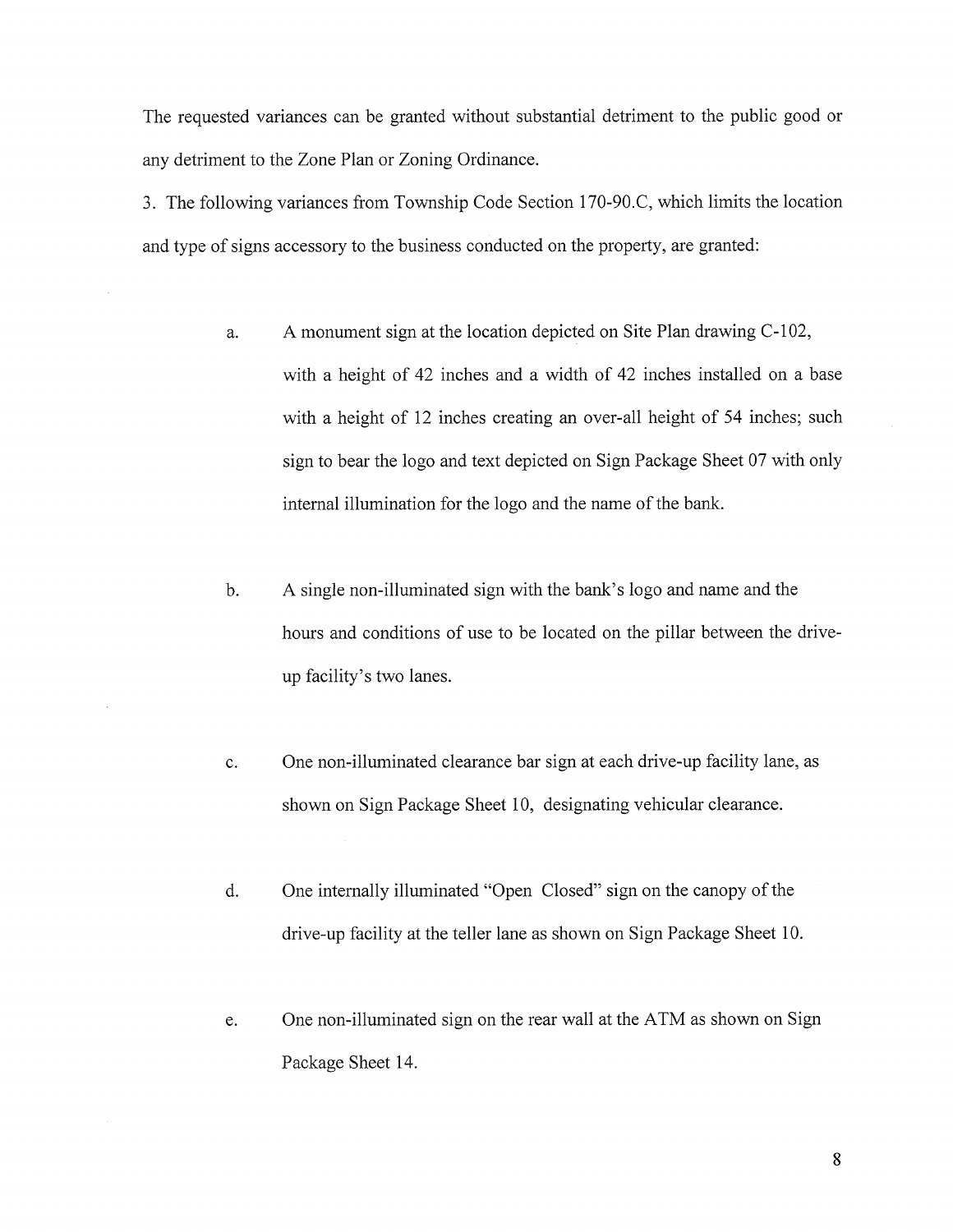The requested variances can be granted without substantial detriment to the public good or any detriment to the Zone Plan or Zoning Ordinance.

3. The following variances from Township Code Section 170-90.C, which limits the location and type of signs accessory to the business conducted on the property, are granted:

a. A monument sign at the location depicted on Site Plan drawing C-102, with a height of 42 inches and a width of 42 inches installed on a base with a height of 12 inches creating an over-all height of 54 inches; such sign to bear the logo and text depicted on Sign Package Sheet 07 with only internal illumination for the logo and the name of the bank.

b. A single non-illuminated sign with the bank's logo and name and the hours and conditions of use to be located on the pillar between the drive-up facility's two lanes.

c. One non-illuminated clearance bar sign at each drive-up facility lane, as shown on Sign Package Sheet 10, designating vehicular clearance.

d. One internally illuminated "Open Closed" sign on the canopy of the drive-up facility at the teller lane as shown on Sign Package Sheet 10.

e. One non-illuminated sign on the rear wall at the ATM as shown on Sign Package Sheet 14.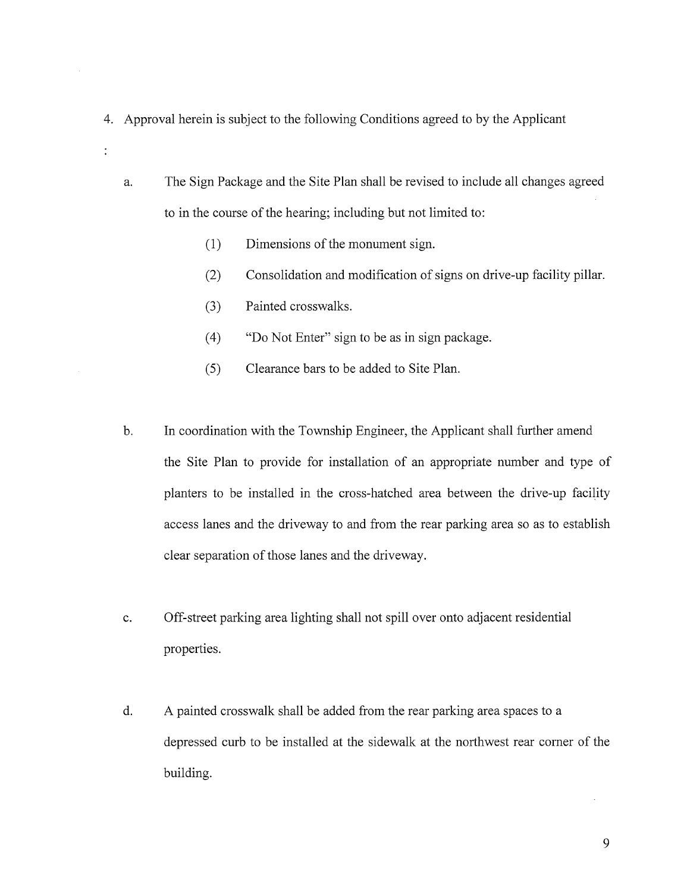4. Approval herein is subject to the following Conditions agreed to by the Applicant :

   a. The Sign Package and the Site Plan shall be revised to include all changes agreed to in the course of the hearing; including but not limited to:

      (1) Dimensions of the monument sign.

      (2) Consolidation and modification of signs on drive-up facility pillar.

      (3) Painted crosswalks.

      (4) "Do Not Enter" sign to be as in sign package.

      (5) Clearance bars to be added to Site Plan.

   b. In coordination with the Township Engineer, the Applicant shall further amend the Site Plan to provide for installation of an appropriate number and type of planters to be installed in the cross-hatched area between the drive-up facility access lanes and the driveway to and from the rear parking area so as to establish clear separation of those lanes and the driveway.

   c. Off-street parking area lighting shall not spill over onto adjacent residential properties.

   d. A painted crosswalk shall be added from the rear parking area spaces to a depressed curb to be installed at the sidewalk at the northwest rear corner of the building.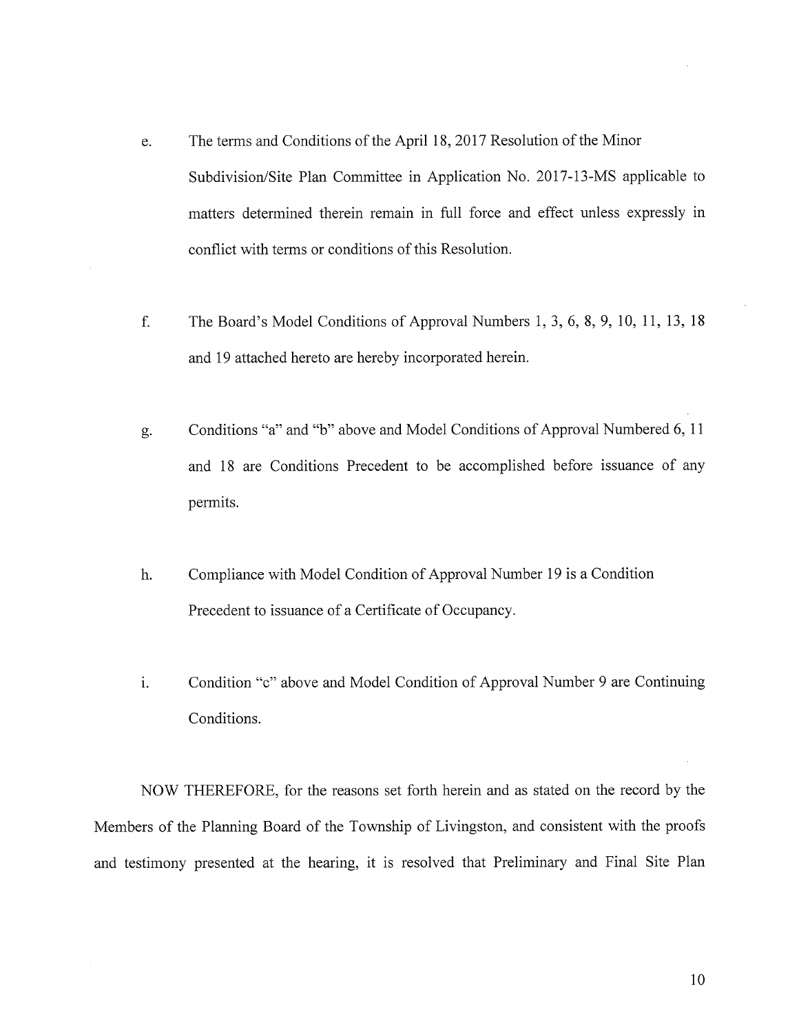e. The terms and Conditions of the April 18, 2017 Resolution of the Minor Subdivision/Site Plan Committee in Application No. 2017-13-MS applicable to matters determined therein remain in full force and effect unless expressly in conflict with terms or conditions of this Resolution.

f. The Board's Model Conditions of Approval Numbers 1, 3, 6, 8, 9, 10, 11, 13, 18 and 19 attached hereto are hereby incorporated herein.

g. Conditions "a" and "b" above and Model Conditions of Approval Numbered 6, 11 and 18 are Conditions Precedent to be accomplished before issuance of any permits.

h. Compliance with Model Condition of Approval Number 19 is a Condition Precedent to issuance of a Certificate of Occupancy.

i. Condition "c" above and Model Condition of Approval Number 9 are Continuing Conditions.

NOW THEREFORE, for the reasons set forth herein and as stated on the record by the Members of the Planning Board of the Township of Livingston, and consistent with the proofs and testimony presented at the hearing, it is resolved that Preliminary and Final Site Plan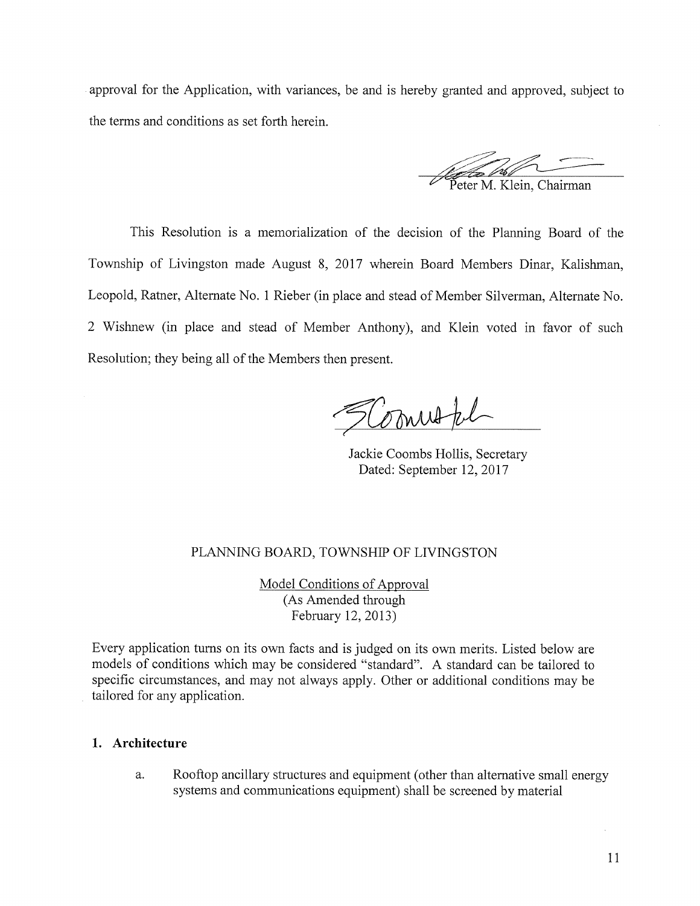approval for the Application, with variances, be and is hereby granted and approved, subject to the terms and conditions as set forth herein.

Peter M. Klein, Chairman

This Resolution is a memorialization of the decision of the Planning Board of the Township of Livingston made August 8, 2017 wherein Board Members Dinar, Kalishman, Leopold, Ratner, Alternate No. 1 Rieber (in place and stead of Member Silverman, Alternate No. 2 Wishnew (in place and stead of Member Anthony), and Klein voted in favor of such Resolution; they being all of the Members then present.

Jackie Coombs Hollis, Secretary
Dated: September 12, 2017

PLANNING BOARD, TOWNSHIP OF LIVINGSTON

Model Conditions of Approval
(As Amended through
February 12, 2013)

Every application turns on its own facts and is judged on its own merits. Listed below are models of conditions which may be considered "standard". A standard can be tailored to specific circumstances, and may not always apply. Other or additional conditions may be tailored for any application.

## 1. Architecture

a. Rooftop ancillary structures and equipment (other than alternative small energy systems and communications equipment) shall be screened by material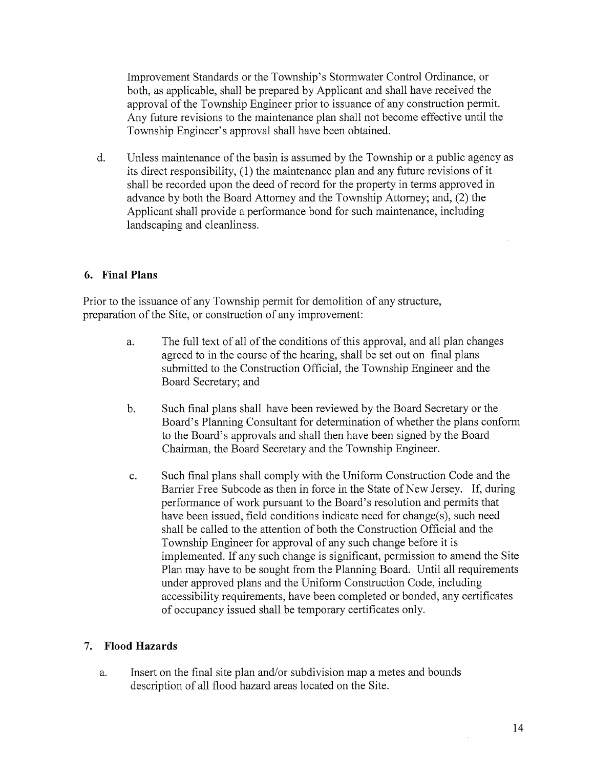Improvement Standards or the Township's Stormwater Control Ordinance, or both, as applicable, shall be prepared by Applicant and shall have received the approval of the Township Engineer prior to issuance of any construction permit. Any future revisions to the maintenance plan shall not become effective until the Township Engineer's approval shall have been obtained.

d. Unless maintenance of the basin is assumed by the Township or a public agency as its direct responsibility, (1) the maintenance plan and any future revisions of it shall be recorded upon the deed of record for the property in terms approved in advance by both the Board Attorney and the Township Attorney; and, (2) the Applicant shall provide a performance bond for such maintenance, including landscaping and cleanliness.

### 6. Final Plans

Prior to the issuance of any Township permit for demolition of any structure, preparation of the Site, or construction of any improvement:

a. The full text of all of the conditions of this approval, and all plan changes agreed to in the course of the hearing, shall be set out on final plans submitted to the Construction Official, the Township Engineer and the Board Secretary; and

b. Such final plans shall have been reviewed by the Board Secretary or the Board's Planning Consultant for determination of whether the plans conform to the Board's approvals and shall then have been signed by the Board Chairman, the Board Secretary and the Township Engineer.

c. Such final plans shall comply with the Uniform Construction Code and the Barrier Free Subcode as then in force in the State of New Jersey. If, during performance of work pursuant to the Board's resolution and permits that have been issued, field conditions indicate need for change(s), such need shall be called to the attention of both the Construction Official and the Township Engineer for approval of any such change before it is implemented. If any such change is significant, permission to amend the Site Plan may have to be sought from the Planning Board. Until all requirements under approved plans and the Uniform Construction Code, including accessibility requirements, have been completed or bonded, any certificates of occupancy issued shall be temporary certificates only.

### 7. Flood Hazards

a. Insert on the final site plan and/or subdivision map a metes and bounds description of all flood hazard areas located on the Site.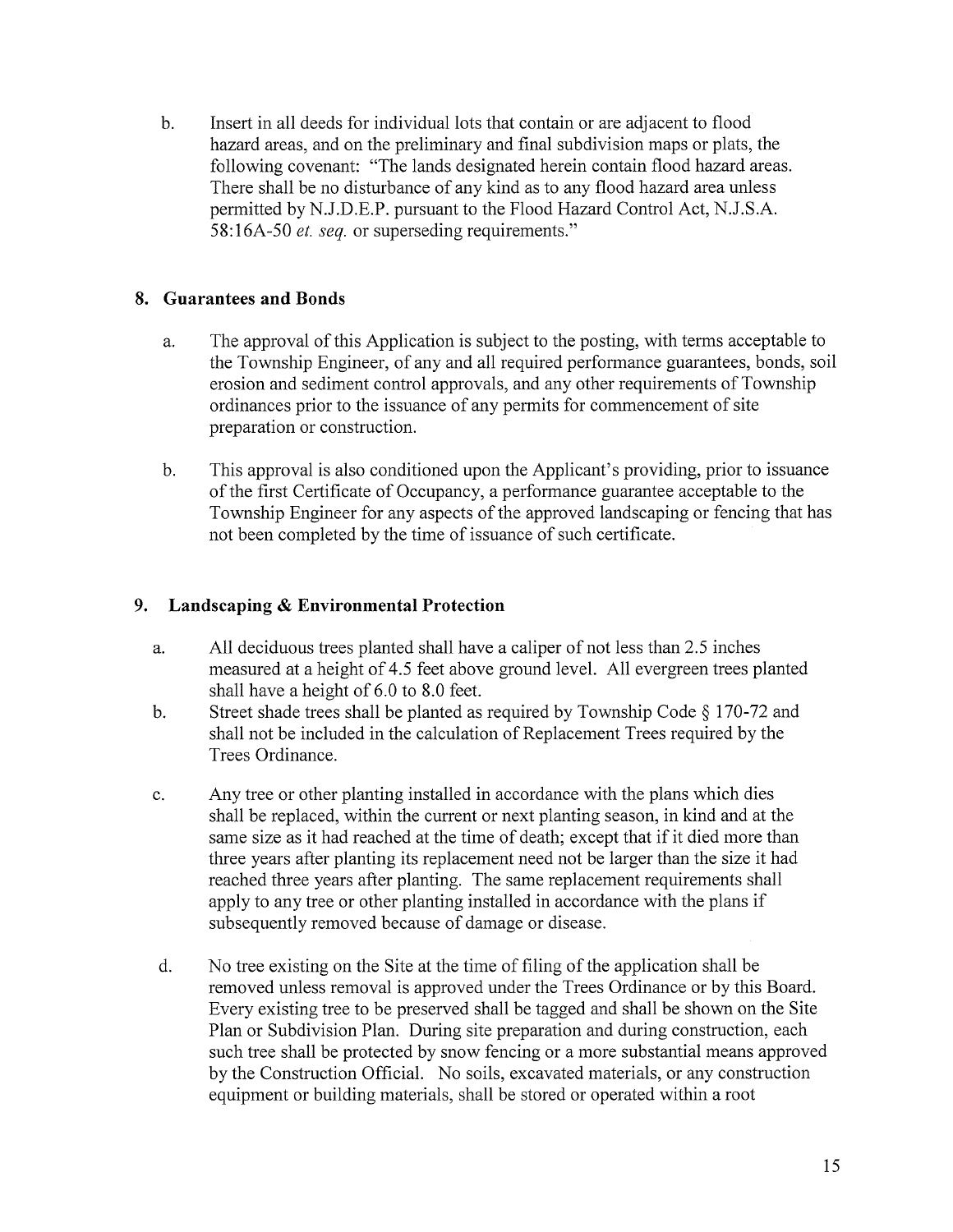b. Insert in all deeds for individual lots that contain or are adjacent to flood hazard areas, and on the preliminary and final subdivision maps or plats, the following covenant: "The lands designated herein contain flood hazard areas. There shall be no disturbance of any kind as to any flood hazard area unless permitted by N.J.D.E.P. pursuant to the Flood Hazard Control Act, N.J.S.A. 58:16A-50 *et. seq.* or superseding requirements."

## 8. Guarantees and Bonds

a. The approval of this Application is subject to the posting, with terms acceptable to the Township Engineer, of any and all required performance guarantees, bonds, soil erosion and sediment control approvals, and any other requirements of Township ordinances prior to the issuance of any permits for commencement of site preparation or construction.

b. This approval is also conditioned upon the Applicant's providing, prior to issuance of the first Certificate of Occupancy, a performance guarantee acceptable to the Township Engineer for any aspects of the approved landscaping or fencing that has not been completed by the time of issuance of such certificate.

## 9. Landscaping & Environmental Protection

a. All deciduous trees planted shall have a caliper of not less than 2.5 inches measured at a height of 4.5 feet above ground level. All evergreen trees planted shall have a height of 6.0 to 8.0 feet.

b. Street shade trees shall be planted as required by Township Code § 170-72 and shall not be included in the calculation of Replacement Trees required by the Trees Ordinance.

c. Any tree or other planting installed in accordance with the plans which dies shall be replaced, within the current or next planting season, in kind and at the same size as it had reached at the time of death; except that if it died more than three years after planting its replacement need not be larger than the size it had reached three years after planting. The same replacement requirements shall apply to any tree or other planting installed in accordance with the plans if subsequently removed because of damage or disease.

d. No tree existing on the Site at the time of filing of the application shall be removed unless removal is approved under the Trees Ordinance or by this Board. Every existing tree to be preserved shall be tagged and shall be shown on the Site Plan or Subdivision Plan. During site preparation and during construction, each such tree shall be protected by snow fencing or a more substantial means approved by the Construction Official. No soils, excavated materials, or any construction equipment or building materials, shall be stored or operated within a root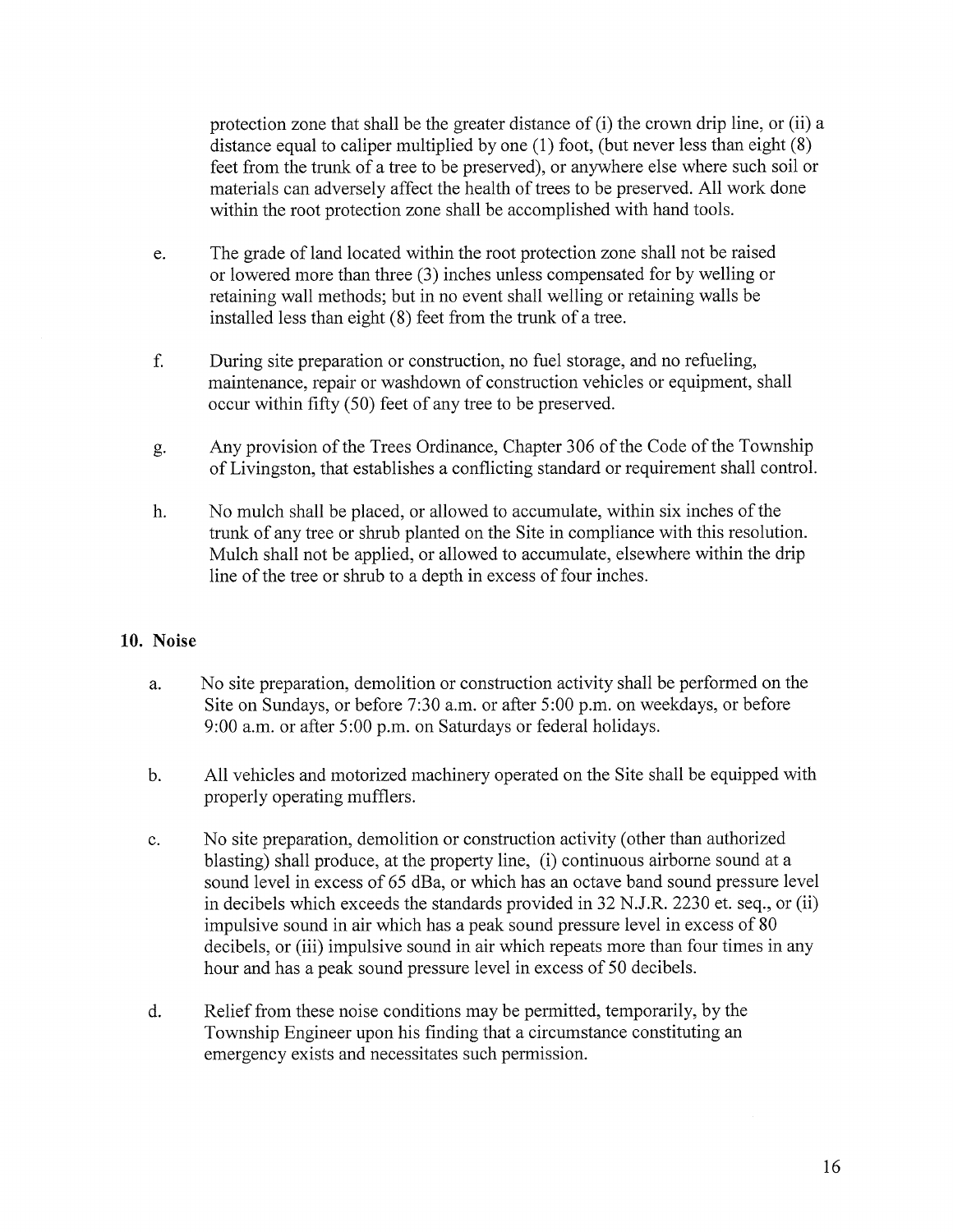protection zone that shall be the greater distance of (i) the crown drip line, or (ii) a distance equal to caliper multiplied by one (1) foot, (but never less than eight (8) feet from the trunk of a tree to be preserved), or anywhere else where such soil or materials can adversely affect the health of trees to be preserved. All work done within the root protection zone shall be accomplished with hand tools.

e. The grade of land located within the root protection zone shall not be raised or lowered more than three (3) inches unless compensated for by welling or retaining wall methods; but in no event shall welling or retaining walls be installed less than eight (8) feet from the trunk of a tree.

f. During site preparation or construction, no fuel storage, and no refueling, maintenance, repair or washdown of construction vehicles or equipment, shall occur within fifty (50) feet of any tree to be preserved.

g. Any provision of the Trees Ordinance, Chapter 306 of the Code of the Township of Livingston, that establishes a conflicting standard or requirement shall control.

h. No mulch shall be placed, or allowed to accumulate, within six inches of the trunk of any tree or shrub planted on the Site in compliance with this resolution. Mulch shall not be applied, or allowed to accumulate, elsewhere within the drip line of the tree or shrub to a depth in excess of four inches.

## 10. Noise

a. No site preparation, demolition or construction activity shall be performed on the Site on Sundays, or before 7:30 a.m. or after 5:00 p.m. on weekdays, or before 9:00 a.m. or after 5:00 p.m. on Saturdays or federal holidays.

b. All vehicles and motorized machinery operated on the Site shall be equipped with properly operating mufflers.

c. No site preparation, demolition or construction activity (other than authorized blasting) shall produce, at the property line, (i) continuous airborne sound at a sound level in excess of 65 dBa, or which has an octave band sound pressure level in decibels which exceeds the standards provided in 32 N.J.R. 2230 et. seq., or (ii) impulsive sound in air which has a peak sound pressure level in excess of 80 decibels, or (iii) impulsive sound in air which repeats more than four times in any hour and has a peak sound pressure level in excess of 50 decibels.

d. Relief from these noise conditions may be permitted, temporarily, by the Township Engineer upon his finding that a circumstance constituting an emergency exists and necessitates such permission.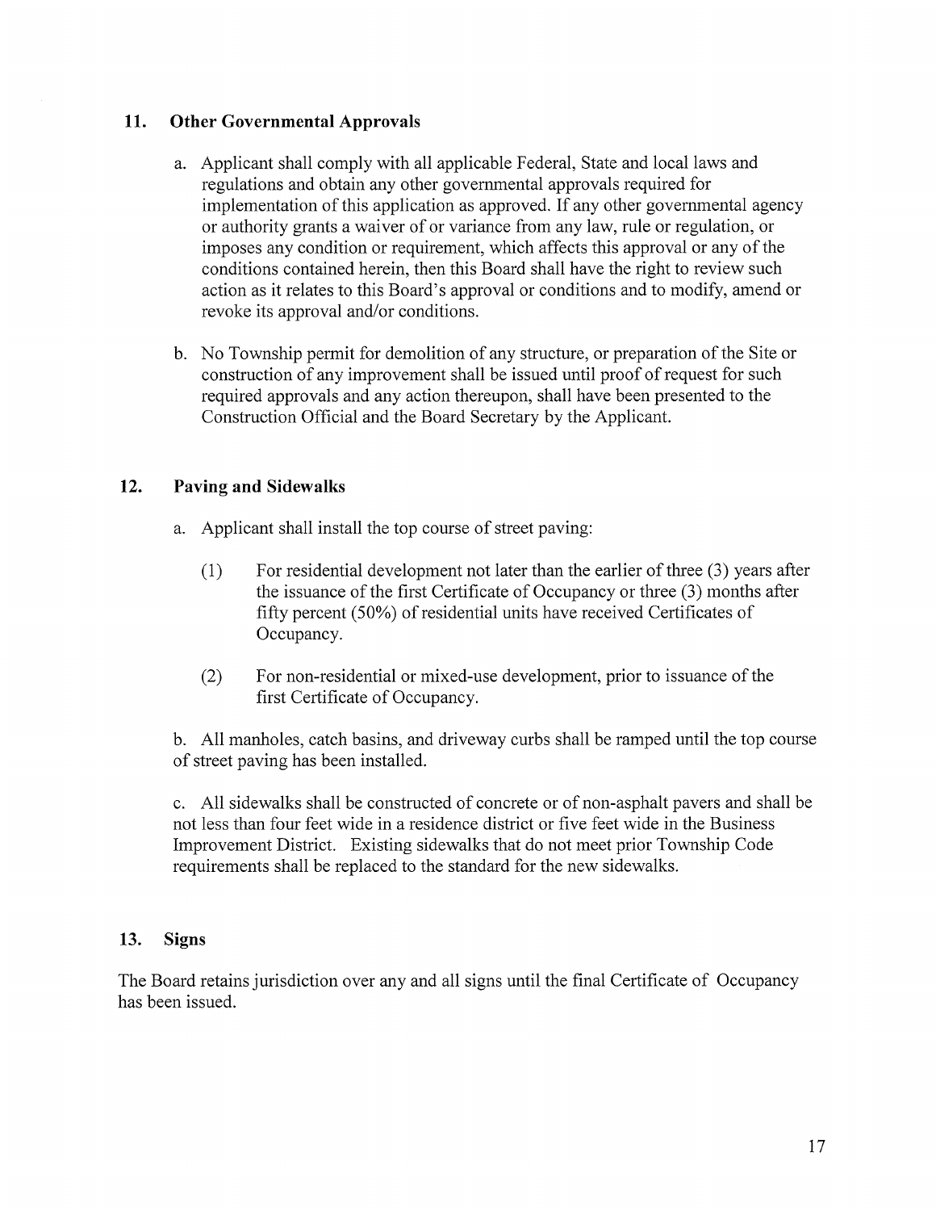## 11. Other Governmental Approvals

a. Applicant shall comply with all applicable Federal, State and local laws and regulations and obtain any other governmental approvals required for implementation of this application as approved. If any other governmental agency or authority grants a waiver of or variance from any law, rule or regulation, or imposes any condition or requirement, which affects this approval or any of the conditions contained herein, then this Board shall have the right to review such action as it relates to this Board's approval or conditions and to modify, amend or revoke its approval and/or conditions.

b. No Township permit for demolition of any structure, or preparation of the Site or construction of any improvement shall be issued until proof of request for such required approvals and any action thereupon, shall have been presented to the Construction Official and the Board Secretary by the Applicant.

## 12. Paving and Sidewalks

a. Applicant shall install the top course of street paving:

(1) For residential development not later than the earlier of three (3) years after the issuance of the first Certificate of Occupancy or three (3) months after fifty percent (50%) of residential units have received Certificates of Occupancy.

(2) For non-residential or mixed-use development, prior to issuance of the first Certificate of Occupancy.

b. All manholes, catch basins, and driveway curbs shall be ramped until the top course of street paving has been installed.

c. All sidewalks shall be constructed of concrete or of non-asphalt pavers and shall be not less than four feet wide in a residence district or five feet wide in the Business Improvement District. Existing sidewalks that do not meet prior Township Code requirements shall be replaced to the standard for the new sidewalks.

## 13. Signs

The Board retains jurisdiction over any and all signs until the final Certificate of Occupancy has been issued.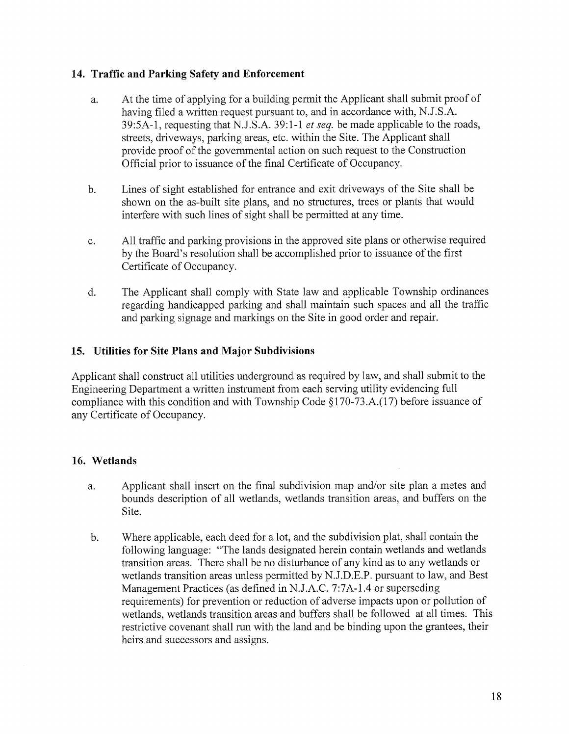## 14. Traffic and Parking Safety and Enforcement

a. At the time of applying for a building permit the Applicant shall submit proof of having filed a written request pursuant to, and in accordance with, N.J.S.A. 39:5A-1, requesting that N.J.S.A. 39:1-1 *et seq.* be made applicable to the roads, streets, driveways, parking areas, etc. within the Site. The Applicant shall provide proof of the governmental action on such request to the Construction Official prior to issuance of the final Certificate of Occupancy.

b. Lines of sight established for entrance and exit driveways of the Site shall be shown on the as-built site plans, and no structures, trees or plants that would interfere with such lines of sight shall be permitted at any time.

c. All traffic and parking provisions in the approved site plans or otherwise required by the Board's resolution shall be accomplished prior to issuance of the first Certificate of Occupancy.

d. The Applicant shall comply with State law and applicable Township ordinances regarding handicapped parking and shall maintain such spaces and all the traffic and parking signage and markings on the Site in good order and repair.

## 15. Utilities for Site Plans and Major Subdivisions

Applicant shall construct all utilities underground as required by law, and shall submit to the Engineering Department a written instrument from each serving utility evidencing full compliance with this condition and with Township Code §170-73.A.(17) before issuance of any Certificate of Occupancy.

## 16. Wetlands

a. Applicant shall insert on the final subdivision map and/or site plan a metes and bounds description of all wetlands, wetlands transition areas, and buffers on the Site.

b. Where applicable, each deed for a lot, and the subdivision plat, shall contain the following language: "The lands designated herein contain wetlands and wetlands transition areas. There shall be no disturbance of any kind as to any wetlands or wetlands transition areas unless permitted by N.J.D.E.P. pursuant to law, and Best Management Practices (as defined in N.J.A.C. 7:7A-1.4 or superseding requirements) for prevention or reduction of adverse impacts upon or pollution of wetlands, wetlands transition areas and buffers shall be followed at all times. This restrictive covenant shall run with the land and be binding upon the grantees, their heirs and successors and assigns.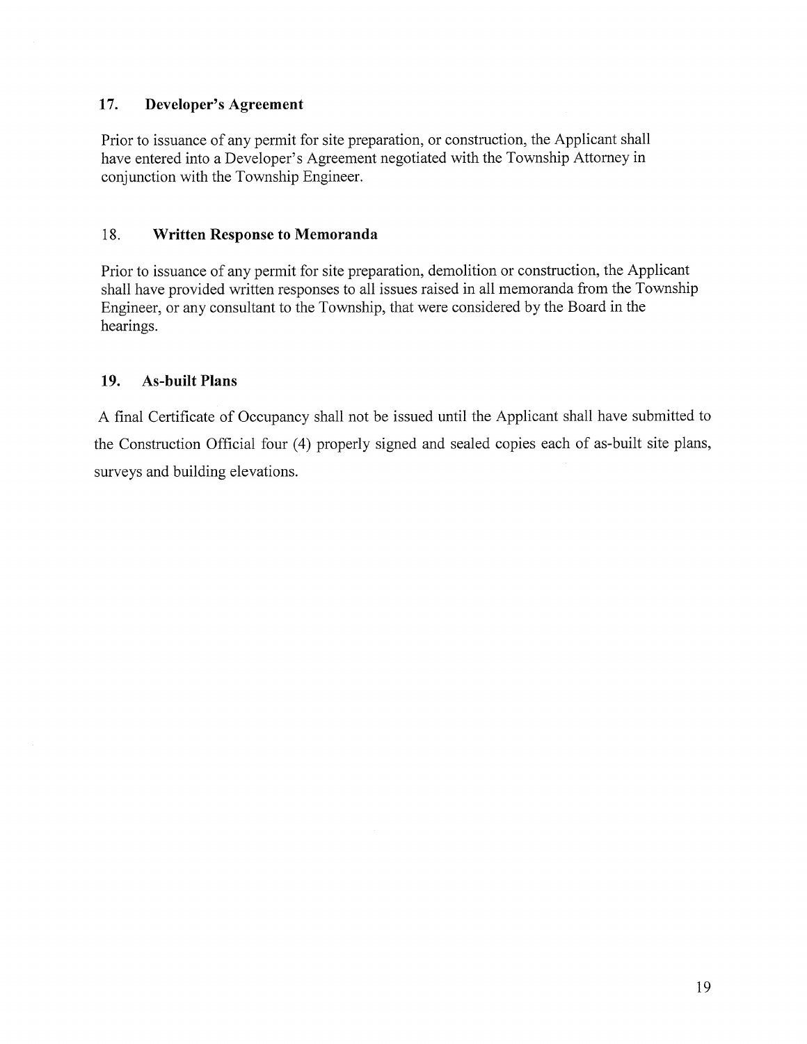### 17. Developer's Agreement

Prior to issuance of any permit for site preparation, or construction, the Applicant shall have entered into a Developer's Agreement negotiated with the Township Attorney in conjunction with the Township Engineer.

### 18. Written Response to Memoranda

Prior to issuance of any permit for site preparation, demolition or construction, the Applicant shall have provided written responses to all issues raised in all memoranda from the Township Engineer, or any consultant to the Township, that were considered by the Board in the hearings.

### 19. As-built Plans

A final Certificate of Occupancy shall not be issued until the Applicant shall have submitted to the Construction Official four (4) properly signed and sealed copies each of as-built site plans, surveys and building elevations.